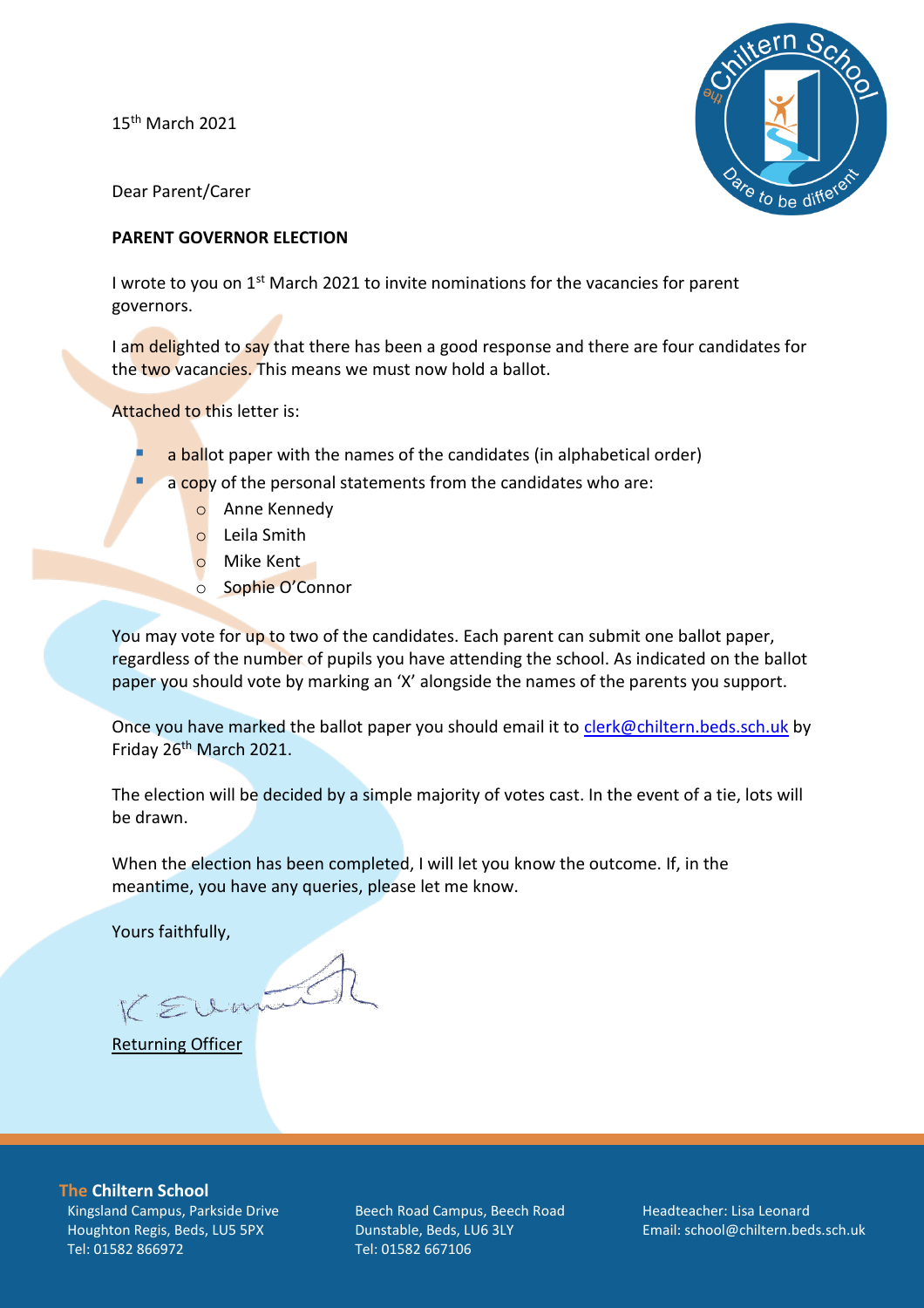15th March 2021

Dear Parent/Carer

**PARENT GOVERNOR ELECTION**

I wrote to you on 1st March 2021 to invite nominations for the vacancies for parent governors.

I am delighted to say that there has been a good response and there are four candidates for the two vacancies. This means we must now hold a ballot.

Attached to this letter is:

- a ballot paper with the names of the candidates (in alphabetical order)
- a copy of the personal statements from the candidates who are:
  - Anne Kennedy
  - Leila Smith
  - Mike Kent
  - Sophie O'Connor

You may vote for up to two of the candidates. Each parent can submit one ballot paper, regardless of the number of pupils you have attending the school. As indicated on the ballot paper you should vote by marking an 'X' alongside the names of the parents you support.

Once you have marked the ballot paper you should email it to clerk@chiltern.beds.sch.uk by Friday 26th March 2021.

The election will be decided by a simple majority of votes cast. In the event of a tie, lots will be drawn.

When the election has been completed, I will let you know the outcome. If, in the meantime, you have any queries, please let me know.

Yours faithfully,

Returning Officer

**The Chiltern School**
Kingsland Campus, Parkside Drive
Houghton Regis, Beds, LU5 5PX
Tel: 01582 866972

Beech Road Campus, Beech Road
Dunstable, Beds, LU6 3LY
Tel: 01582 667106

Headteacher: Lisa Leonard
Email: school@chiltern.beds.sch.uk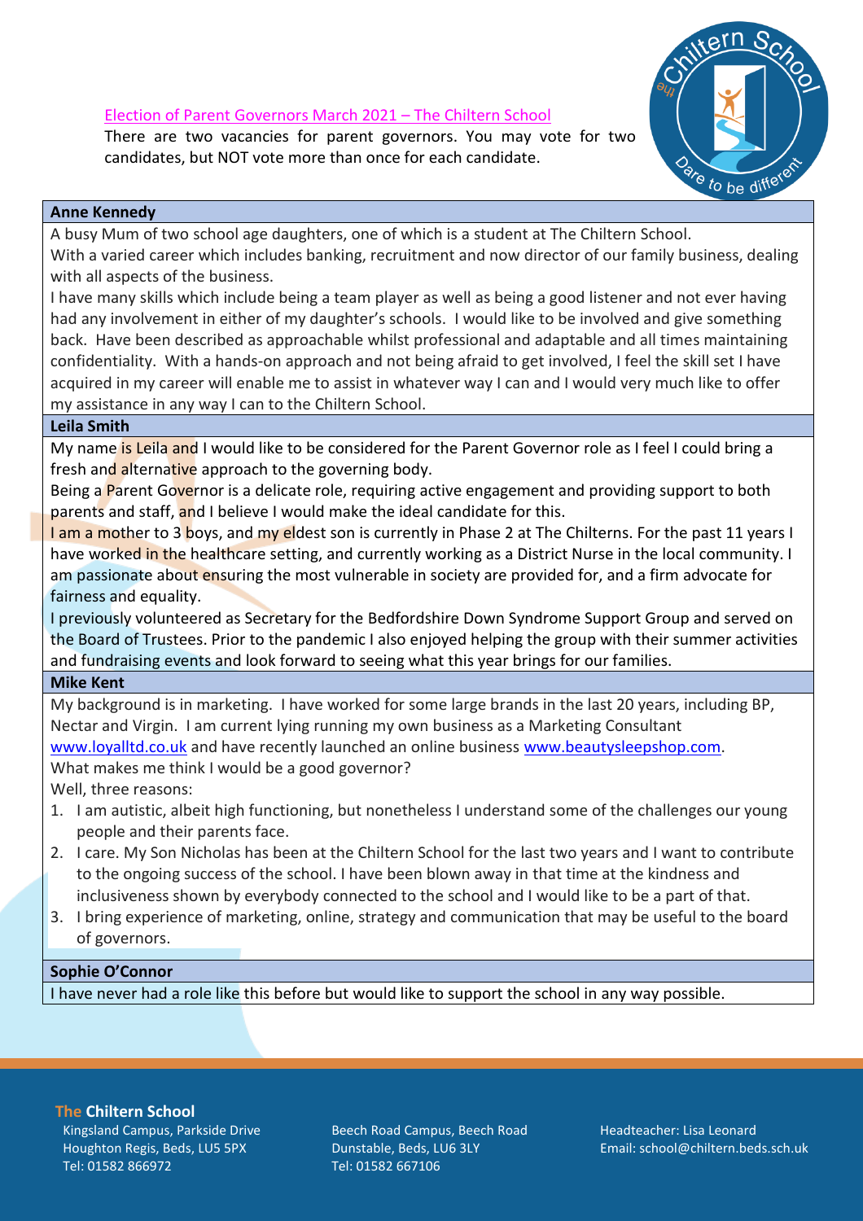Election of Parent Governors March 2021 – The Chiltern School

There are two vacancies for parent governors. You may vote for two candidates, but NOT vote more than once for each candidate.

**Anne Kennedy**

A busy Mum of two school age daughters, one of which is a student at The Chiltern School.
With a varied career which includes banking, recruitment and now director of our family business, dealing with all aspects of the business.
I have many skills which include being a team player as well as being a good listener and not ever having had any involvement in either of my daughter's schools. I would like to be involved and give something back. Have been described as approachable whilst professional and adaptable and all times maintaining confidentiality. With a hands-on approach and not being afraid to get involved, I feel the skill set I have acquired in my career will enable me to assist in whatever way I can and I would very much like to offer my assistance in any way I can to the Chiltern School.

**Leila Smith**

My name is Leila and I would like to be considered for the Parent Governor role as I feel I could bring a fresh and alternative approach to the governing body.
Being a Parent Governor is a delicate role, requiring active engagement and providing support to both parents and staff, and I believe I would make the ideal candidate for this.
I am a mother to 3 boys, and my eldest son is currently in Phase 2 at The Chilterns. For the past 11 years I have worked in the healthcare setting, and currently working as a District Nurse in the local community. I am passionate about ensuring the most vulnerable in society are provided for, and a firm advocate for fairness and equality.
I previously volunteered as Secretary for the Bedfordshire Down Syndrome Support Group and served on the Board of Trustees. Prior to the pandemic I also enjoyed helping the group with their summer activities and fundraising events and look forward to seeing what this year brings for our families.

**Mike Kent**

My background is in marketing. I have worked for some large brands in the last 20 years, including BP, Nectar and Virgin. I am current lying running my own business as a Marketing Consultant www.loyalltd.co.uk and have recently launched an online business www.beautysleepshop.com.
What makes me think I would be a good governor?
Well, three reasons:

1. I am autistic, albeit high functioning, but nonetheless I understand some of the challenges our young people and their parents face.
2. I care. My Son Nicholas has been at the Chiltern School for the last two years and I want to contribute to the ongoing success of the school. I have been blown away in that time at the kindness and inclusiveness shown by everybody connected to the school and I would like to be a part of that.
3. I bring experience of marketing, online, strategy and communication that may be useful to the board of governors.

**Sophie O'Connor**

I have never had a role like this before but would like to support the school in any way possible.

**The Chiltern School**

Kingsland Campus, Parkside Drive
Houghton Regis, Beds, LU5 5PX
Tel: 01582 866972

Beech Road Campus, Beech Road
Dunstable, Beds, LU6 3LY
Tel: 01582 667106

Headteacher: Lisa Leonard
Email: school@chiltern.beds.sch.uk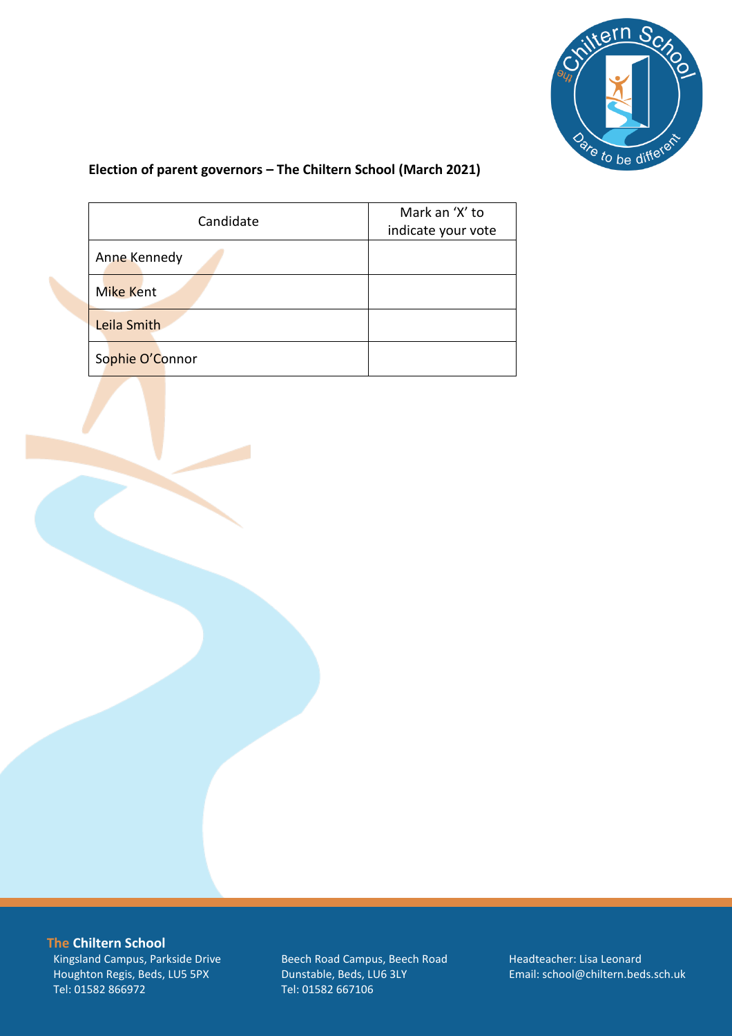**Election of parent governors – The Chiltern School (March 2021)**

| Candidate | Mark an 'X' to indicate your vote |
|---|---|
| Anne Kennedy | |
| Mike Kent | |
| Leila Smith | |
| Sophie O'Connor | |

**The Chiltern School**
Kingsland Campus, Parkside Drive
Houghton Regis, Beds, LU5 5PX
Tel: 01582 866972

Beech Road Campus, Beech Road
Dunstable, Beds, LU6 3LY
Tel: 01582 667106

Headteacher: Lisa Leonard
Email: school@chiltern.beds.sch.uk